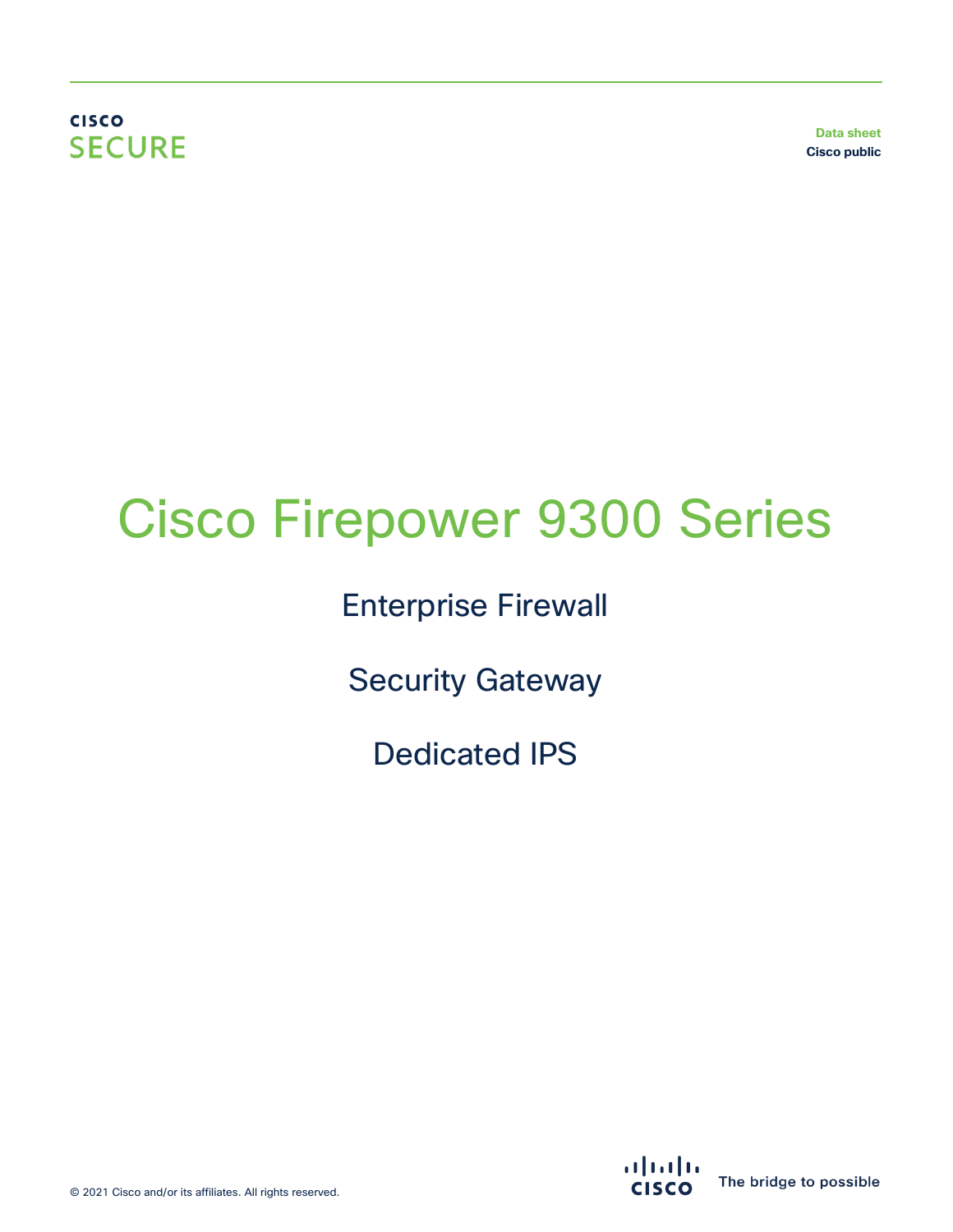Cisco Secure

Data sheet
Cisco public

# Cisco Firepower 9300 Series

Enterprise Firewall

Security Gateway

Dedicated IPS

© 2021 Cisco and/or its affiliates. All rights reserved.

The bridge to possible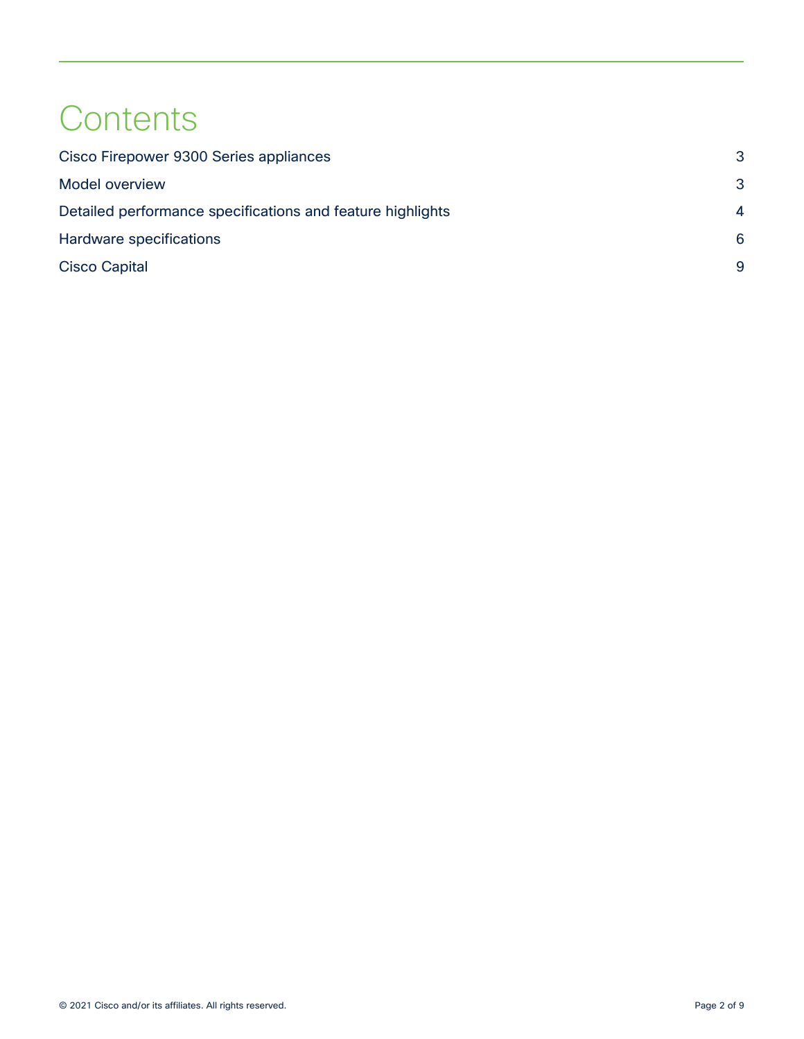# Contents

| | |
|---|---|
| Cisco Firepower 9300 Series appliances | 3 |
| Model overview | 3 |
| Detailed performance specifications and feature highlights | 4 |
| Hardware specifications | 6 |
| Cisco Capital | 9 |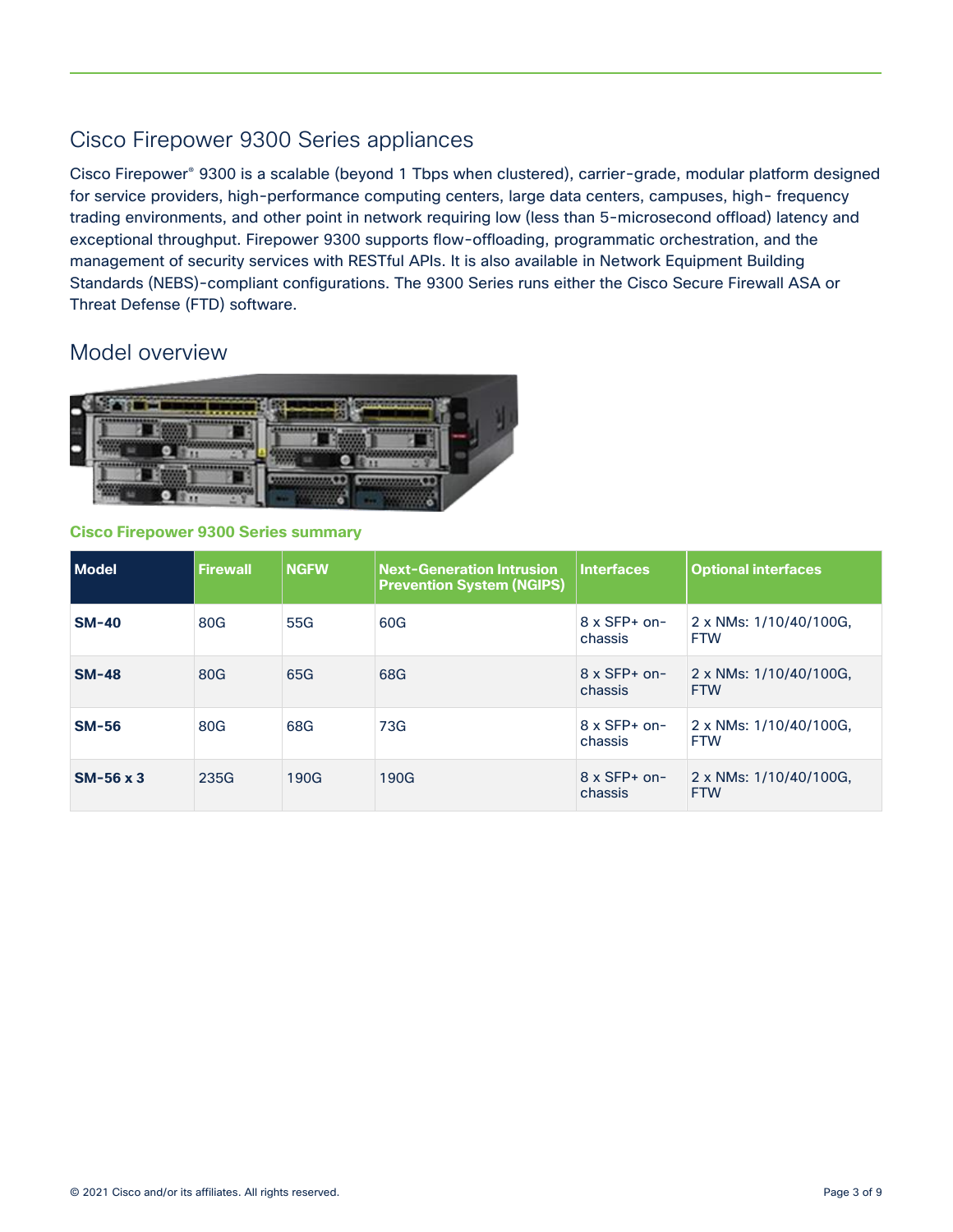## Cisco Firepower 9300 Series appliances

Cisco Firepower® 9300 is a scalable (beyond 1 Tbps when clustered), carrier-grade, modular platform designed for service providers, high-performance computing centers, large data centers, campuses, high- frequency trading environments, and other point in network requiring low (less than 5-microsecond offload) latency and exceptional throughput. Firepower 9300 supports flow-offloading, programmatic orchestration, and the management of security services with RESTful APIs. It is also available in Network Equipment Building Standards (NEBS)-compliant configurations. The 9300 Series runs either the Cisco Secure Firewall ASA or Threat Defense (FTD) software.

## Model overview

**Cisco Firepower 9300 Series summary**

| Model | Firewall | NGFW | Next-Generation Intrusion Prevention System (NGIPS) | Interfaces | Optional interfaces |
|---|---|---|---|---|---|
| **SM-40** | 80G | 55G | 60G | 8 x SFP+ on-chassis | 2 x NMs: 1/10/40/100G, FTW |
| **SM-48** | 80G | 65G | 68G | 8 x SFP+ on-chassis | 2 x NMs: 1/10/40/100G, FTW |
| **SM-56** | 80G | 68G | 73G | 8 x SFP+ on-chassis | 2 x NMs: 1/10/40/100G, FTW |
| **SM-56 x 3** | 235G | 190G | 190G | 8 x SFP+ on-chassis | 2 x NMs: 1/10/40/100G, FTW |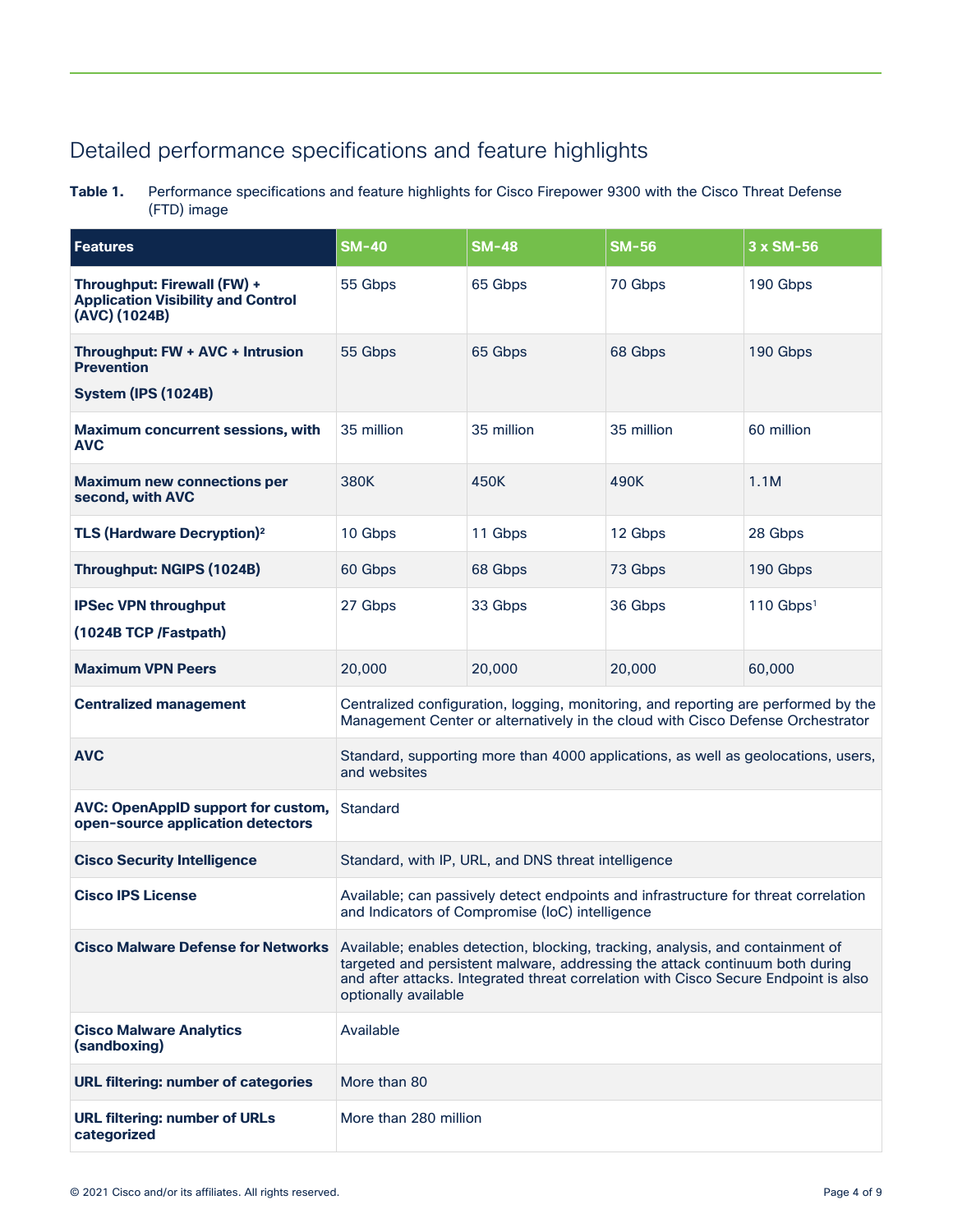## Detailed performance specifications and feature highlights

**Table 1.** Performance specifications and feature highlights for Cisco Firepower 9300 with the Cisco Threat Defense (FTD) image

| Features | SM-40 | SM-48 | SM-56 | 3 x SM-56 |
|---|---|---|---|---|
| **Throughput: Firewall (FW) + Application Visibility and Control (AVC) (1024B)** | 55 Gbps | 65 Gbps | 70 Gbps | 190 Gbps |
| **Throughput: FW + AVC + Intrusion Prevention System (IPS (1024B)** | 55 Gbps | 65 Gbps | 68 Gbps | 190 Gbps |
| **Maximum concurrent sessions, with AVC** | 35 million | 35 million | 35 million | 60 million |
| **Maximum new connections per second, with AVC** | 380K | 450K | 490K | 1.1M |
| **TLS (Hardware Decryption)[2]** | 10 Gbps | 11 Gbps | 12 Gbps | 28 Gbps |
| **Throughput: NGIPS (1024B)** | 60 Gbps | 68 Gbps | 73 Gbps | 190 Gbps |
| **IPSec VPN throughput (1024B TCP /Fastpath)** | 27 Gbps | 33 Gbps | 36 Gbps | 110 Gbps[1] |
| **Maximum VPN Peers** | 20,000 | 20,000 | 20,000 | 60,000 |
| **Centralized management** | Centralized configuration, logging, monitoring, and reporting are performed by the Management Center or alternatively in the cloud with Cisco Defense Orchestrator | | | |
| **AVC** | Standard, supporting more than 4000 applications, as well as geolocations, users, and websites | | | |
| **AVC: OpenAppID support for custom, open-source application detectors** | Standard | | | |
| **Cisco Security Intelligence** | Standard, with IP, URL, and DNS threat intelligence | | | |
| **Cisco IPS License** | Available; can passively detect endpoints and infrastructure for threat correlation and Indicators of Compromise (IoC) intelligence | | | |
| **Cisco Malware Defense for Networks** | Available; enables detection, blocking, tracking, analysis, and containment of targeted and persistent malware, addressing the attack continuum both during and after attacks. Integrated threat correlation with Cisco Secure Endpoint is also optionally available | | | |
| **Cisco Malware Analytics (sandboxing)** | Available | | | |
| **URL filtering: number of categories** | More than 80 | | | |
| **URL filtering: number of URLs categorized** | More than 280 million | | | |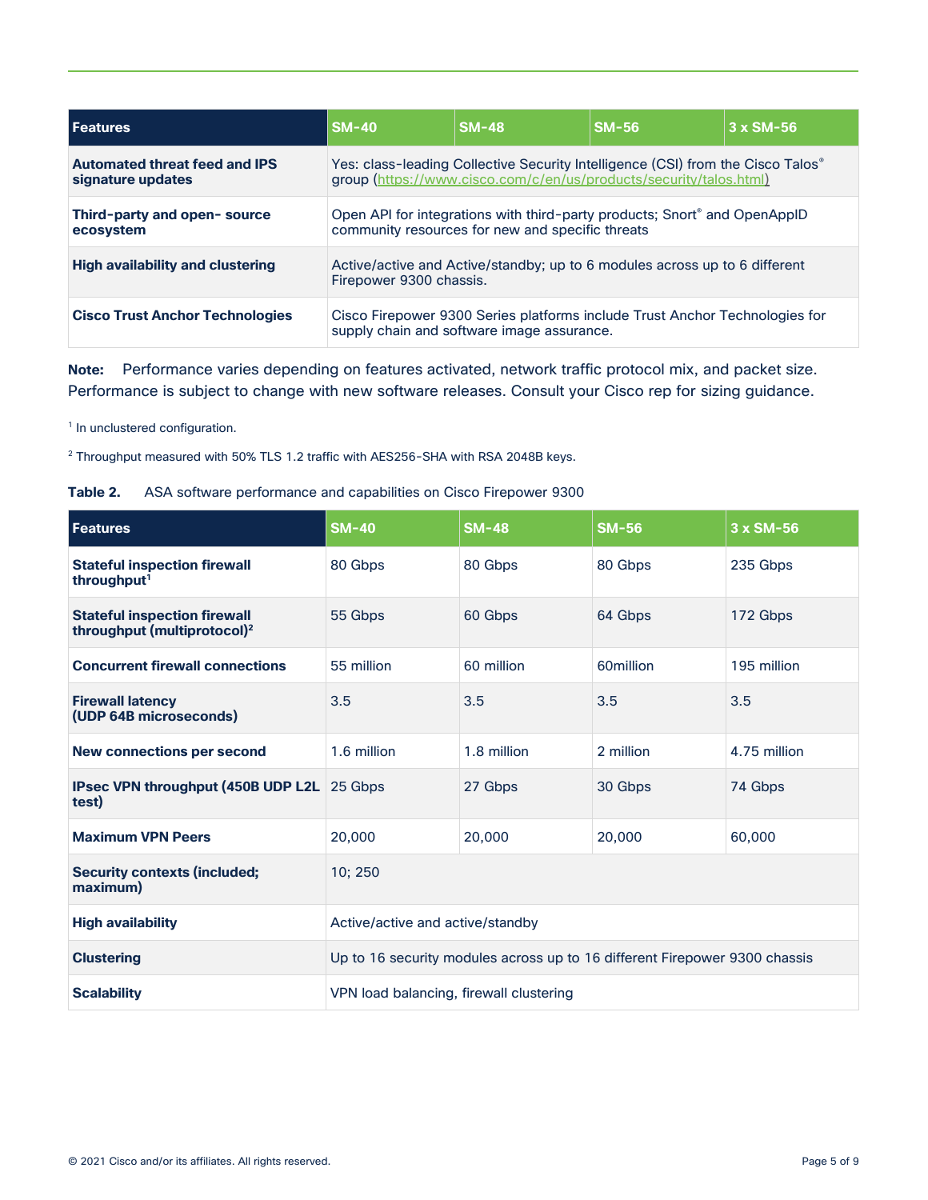| Features | SM-40 | SM-48 | SM-56 | 3 x SM-56 |
| --- | --- | --- | --- | --- |
| **Automated threat feed and IPS signature updates** | Yes: class-leading Collective Security Intelligence (CSI) from the Cisco Talos® group (https://www.cisco.com/c/en/us/products/security/talos.html) | | | |
| **Third-party and open- source ecosystem** | Open API for integrations with third-party products; Snort® and OpenAppID community resources for new and specific threats | | | |
| **High availability and clustering** | Active/active and Active/standby; up to 6 modules across up to 6 different Firepower 9300 chassis. | | | |
| **Cisco Trust Anchor Technologies** | Cisco Firepower 9300 Series platforms include Trust Anchor Technologies for supply chain and software image assurance. | | | |

**Note:** Performance varies depending on features activated, network traffic protocol mix, and packet size. Performance is subject to change with new software releases. Consult your Cisco rep for sizing guidance.

[1] In unclustered configuration.

[2] Throughput measured with 50% TLS 1.2 traffic with AES256-SHA with RSA 2048B keys.

**Table 2.** ASA software performance and capabilities on Cisco Firepower 9300

| Features | SM-40 | SM-48 | SM-56 | 3 x SM-56 |
| --- | --- | --- | --- | --- |
| **Stateful inspection firewall throughput**[1] | 80 Gbps | 80 Gbps | 80 Gbps | 235 Gbps |
| **Stateful inspection firewall throughput (multiprotocol)**[2] | 55 Gbps | 60 Gbps | 64 Gbps | 172 Gbps |
| **Concurrent firewall connections** | 55 million | 60 million | 60million | 195 million |
| **Firewall latency (UDP 64B microseconds)** | 3.5 | 3.5 | 3.5 | 3.5 |
| **New connections per second** | 1.6 million | 1.8 million | 2 million | 4.75 million |
| **IPsec VPN throughput (450B UDP L2L test)** | 25 Gbps | 27 Gbps | 30 Gbps | 74 Gbps |
| **Maximum VPN Peers** | 20,000 | 20,000 | 20,000 | 60,000 |
| **Security contexts (included; maximum)** | 10; 250 | | | |
| **High availability** | Active/active and active/standby | | | |
| **Clustering** | Up to 16 security modules across up to 16 different Firepower 9300 chassis | | | |
| **Scalability** | VPN load balancing, firewall clustering | | | |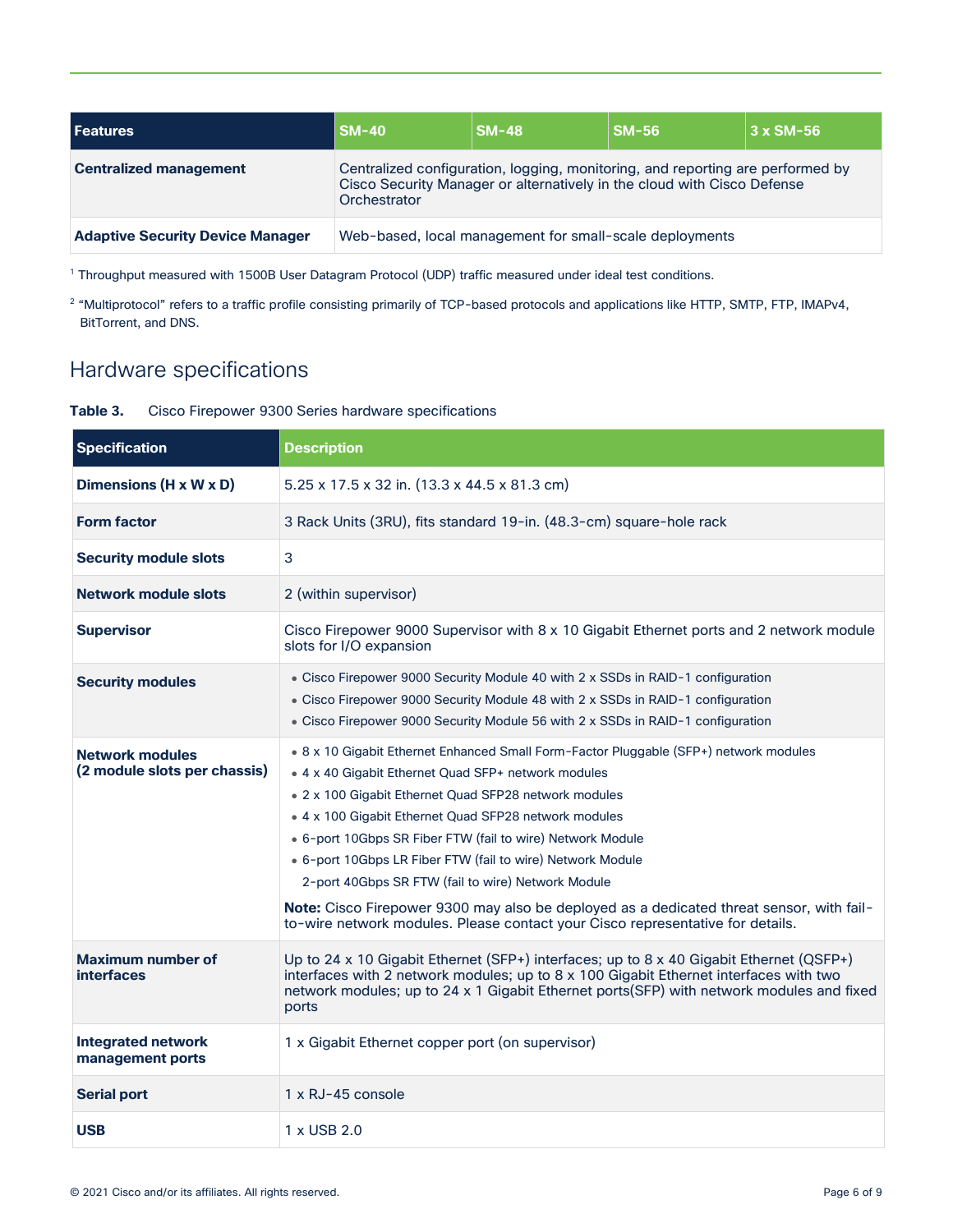| Features | SM-40 | SM-48 | SM-56 | 3 x SM-56 |
| --- | --- | --- | --- | --- |
| **Centralized management** | Centralized configuration, logging, monitoring, and reporting are performed by Cisco Security Manager or alternatively in the cloud with Cisco Defense Orchestrator | | | |
| **Adaptive Security Device Manager** | Web-based, local management for small-scale deployments | | | |

[1] Throughput measured with 1500B User Datagram Protocol (UDP) traffic measured under ideal test conditions.

[2] "Multiprotocol" refers to a traffic profile consisting primarily of TCP-based protocols and applications like HTTP, SMTP, FTP, IMAPv4, BitTorrent, and DNS.

## Hardware specifications

**Table 3.** Cisco Firepower 9300 Series hardware specifications

| Specification | Description |
| --- | --- |
| **Dimensions (H x W x D)** | 5.25 x 17.5 x 32 in. (13.3 x 44.5 x 81.3 cm) |
| **Form factor** | 3 Rack Units (3RU), fits standard 19-in. (48.3-cm) square-hole rack |
| **Security module slots** | 3 |
| **Network module slots** | 2 (within supervisor) |
| **Supervisor** | Cisco Firepower 9000 Supervisor with 8 x 10 Gigabit Ethernet ports and 2 network module slots for I/O expansion |
| **Security modules** | • Cisco Firepower 9000 Security Module 40 with 2 x SSDs in RAID-1 configuration<br>• Cisco Firepower 9000 Security Module 48 with 2 x SSDs in RAID-1 configuration<br>• Cisco Firepower 9000 Security Module 56 with 2 x SSDs in RAID-1 configuration |
| **Network modules (2 module slots per chassis)** | • 8 x 10 Gigabit Ethernet Enhanced Small Form-Factor Pluggable (SFP+) network modules<br>• 4 x 40 Gigabit Ethernet Quad SFP+ network modules<br>• 2 x 100 Gigabit Ethernet Quad SFP28 network modules<br>• 4 x 100 Gigabit Ethernet Quad SFP28 network modules<br>• 6-port 10Gbps SR Fiber FTW (fail to wire) Network Module<br>• 6-port 10Gbps LR Fiber FTW (fail to wire) Network Module<br>2-port 40Gbps SR FTW (fail to wire) Network Module<br>**Note:** Cisco Firepower 9300 may also be deployed as a dedicated threat sensor, with fail-to-wire network modules. Please contact your Cisco representative for details. |
| **Maximum number of interfaces** | Up to 24 x 10 Gigabit Ethernet (SFP+) interfaces; up to 8 x 40 Gigabit Ethernet (QSFP+) interfaces with 2 network modules; up to 8 x 100 Gigabit Ethernet interfaces with two network modules; up to 24 x 1 Gigabit Ethernet ports(SFP) with network modules and fixed ports |
| **Integrated network management ports** | 1 x Gigabit Ethernet copper port (on supervisor) |
| **Serial port** | 1 x RJ-45 console |
| **USB** | 1 x USB 2.0 |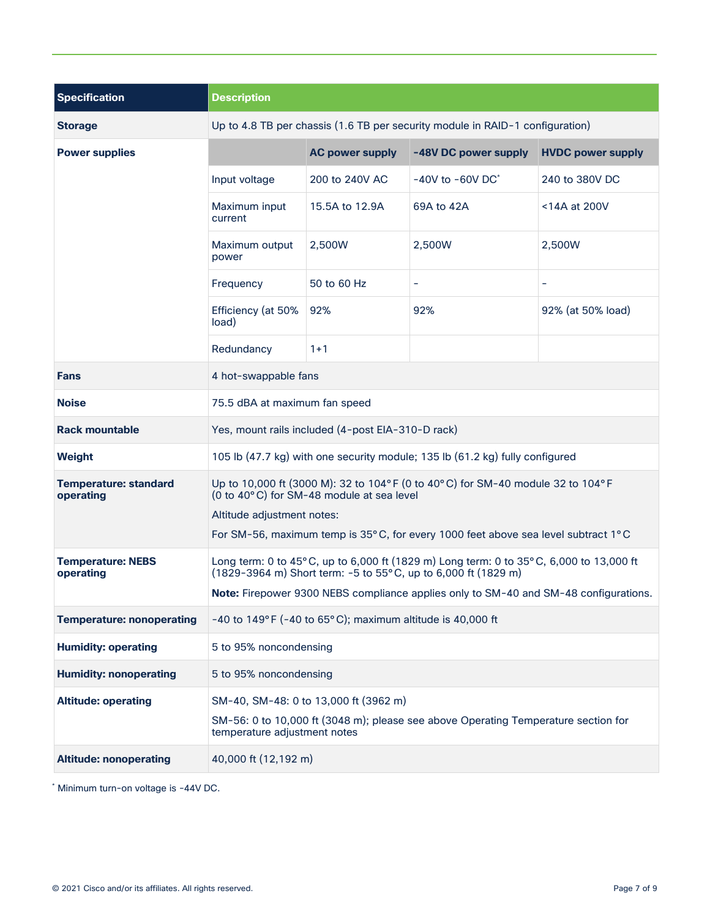| Specification | Description | | | |
|---|---|---|---|---|
| **Storage** | Up to 4.8 TB per chassis (1.6 TB per security module in RAID-1 configuration) | | | |
| **Power supplies** | | **AC power supply** | **-48V DC power supply** | **HVDC power supply** |
| | Input voltage | 200 to 240V AC | -40V to -60V DC* | 240 to 380V DC |
| | Maximum input current | 15.5A to 12.9A | 69A to 42A | <14A at 200V |
| | Maximum output power | 2,500W | 2,500W | 2,500W |
| | Frequency | 50 to 60 Hz | - | - |
| | Efficiency (at 50% load) | 92% | 92% | 92% (at 50% load) |
| | Redundancy | 1+1 | | |
| **Fans** | 4 hot-swappable fans | | | |
| **Noise** | 75.5 dBA at maximum fan speed | | | |
| **Rack mountable** | Yes, mount rails included (4-post EIA-310-D rack) | | | |
| **Weight** | 105 lb (47.7 kg) with one security module; 135 lb (61.2 kg) fully configured | | | |
| **Temperature: standard operating** | Up to 10,000 ft (3000 M): 32 to 104°F (0 to 40°C) for SM-40 module 32 to 104°F (0 to 40°C) for SM-48 module at sea level<br>Altitude adjustment notes:<br>For SM-56, maximum temp is 35°C, for every 1000 feet above sea level subtract 1°C | | | |
| **Temperature: NEBS operating** | Long term: 0 to 45°C, up to 6,000 ft (1829 m) Long term: 0 to 35°C, 6,000 to 13,000 ft (1829-3964 m) Short term: -5 to 55°C, up to 6,000 ft (1829 m)<br>**Note:** Firepower 9300 NEBS compliance applies only to SM-40 and SM-48 configurations. | | | |
| **Temperature: nonoperating** | -40 to 149°F (-40 to 65°C); maximum altitude is 40,000 ft | | | |
| **Humidity: operating** | 5 to 95% noncondensing | | | |
| **Humidity: nonoperating** | 5 to 95% noncondensing | | | |
| **Altitude: operating** | SM-40, SM-48: 0 to 13,000 ft (3962 m)<br>SM-56: 0 to 10,000 ft (3048 m); please see above Operating Temperature section for temperature adjustment notes | | | |
| **Altitude: nonoperating** | 40,000 ft (12,192 m) | | | |

* Minimum turn-on voltage is -44V DC.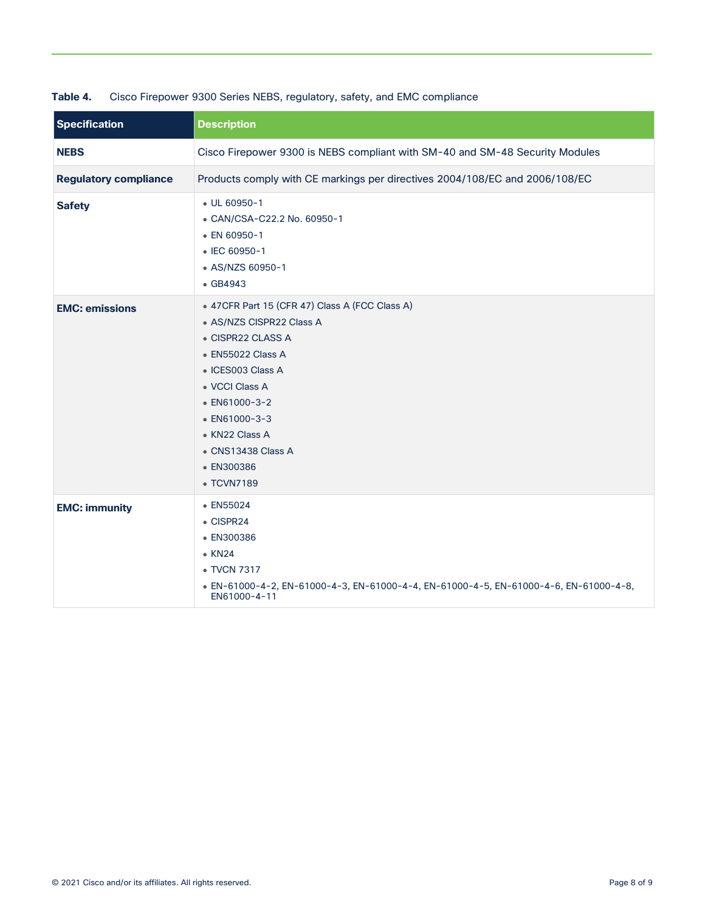**Table 4.** Cisco Firepower 9300 Series NEBS, regulatory, safety, and EMC compliance

| Specification | Description |
| --- | --- |
| **NEBS** | Cisco Firepower 9300 is NEBS compliant with SM-40 and SM-48 Security Modules |
| **Regulatory compliance** | Products comply with CE markings per directives 2004/108/EC and 2006/108/EC |
| **Safety** | • UL 60950-1<br>• CAN/CSA-C22.2 No. 60950-1<br>• EN 60950-1<br>• IEC 60950-1<br>• AS/NZS 60950-1<br>• GB4943 |
| **EMC: emissions** | • 47CFR Part 15 (CFR 47) Class A (FCC Class A)<br>• AS/NZS CISPR22 Class A<br>• CISPR22 CLASS A<br>• EN55022 Class A<br>• ICES003 Class A<br>• VCCI Class A<br>• EN61000-3-2<br>• EN61000-3-3<br>• KN22 Class A<br>• CNS13438 Class A<br>• EN300386<br>• TCVN7189 |
| **EMC: immunity** | • EN55024<br>• CISPR24<br>• EN300386<br>• KN24<br>• TVCN 7317<br>• EN-61000-4-2, EN-61000-4-3, EN-61000-4-4, EN-61000-4-5, EN-61000-4-6, EN-61000-4-8, EN61000-4-11 |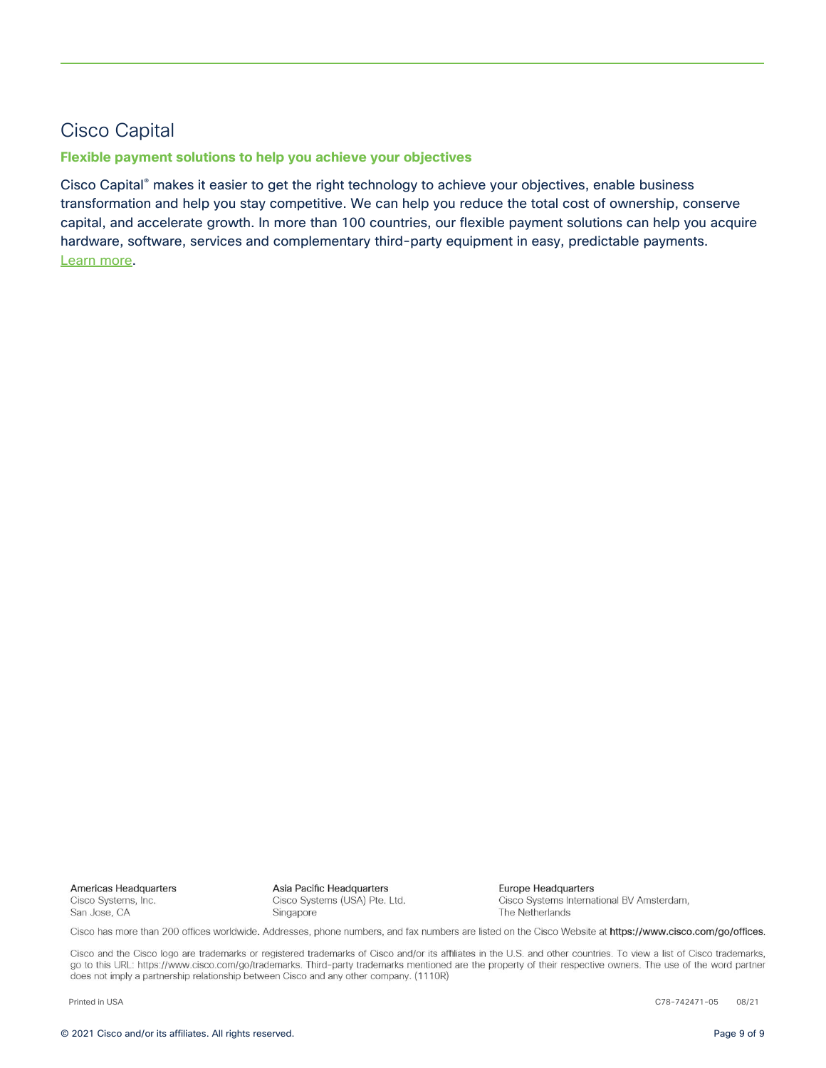## Cisco Capital

**Flexible payment solutions to help you achieve your objectives**

Cisco Capital® makes it easier to get the right technology to achieve your objectives, enable business transformation and help you stay competitive. We can help you reduce the total cost of ownership, conserve capital, and accelerate growth. In more than 100 countries, our flexible payment solutions can help you acquire hardware, software, services and complementary third-party equipment in easy, predictable payments. Learn more.

Americas Headquarters
Cisco Systems, Inc.
San Jose, CA

Asia Pacific Headquarters
Cisco Systems (USA) Pte. Ltd.
Singapore

Europe Headquarters
Cisco Systems International BV Amsterdam,
The Netherlands

Cisco has more than 200 offices worldwide. Addresses, phone numbers, and fax numbers are listed on the Cisco Website at **https://www.cisco.com/go/offices**.

Cisco and the Cisco logo are trademarks or registered trademarks of Cisco and/or its affiliates in the U.S. and other countries. To view a list of Cisco trademarks, go to this URL: https://www.cisco.com/go/trademarks. Third-party trademarks mentioned are the property of their respective owners. The use of the word partner does not imply a partnership relationship between Cisco and any other company. (1110R)

Printed in USA

C78-742471-05 08/21

© 2021 Cisco and/or its affiliates. All rights reserved.